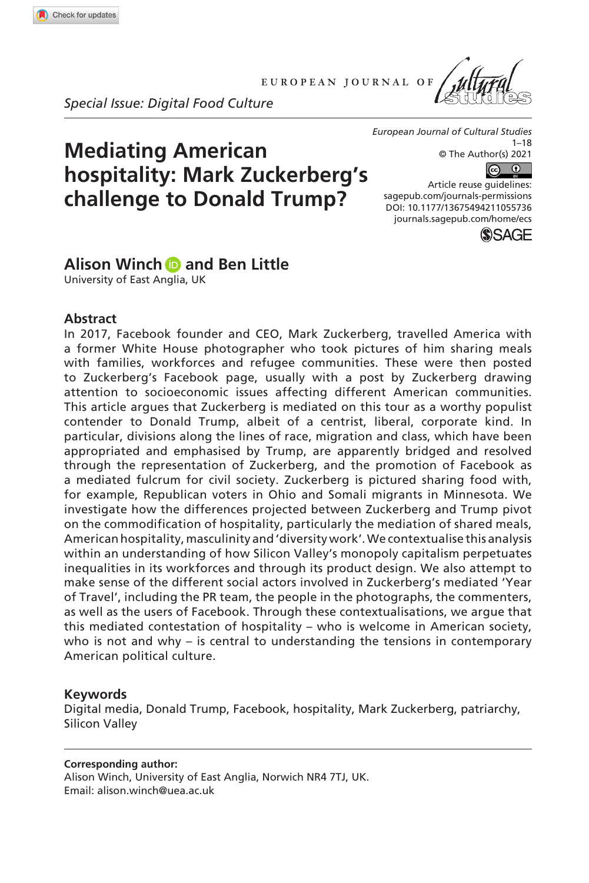Special Issue: Digital Food Culture

# Mediating American hospitality: Mark Zuckerberg's challenge to Donald Trump?

European Journal of Cultural Studies
1–18
© The Author(s) 2021
Article reuse guidelines:
sagepub.com/journals-permissions
DOI: 10.1177/13675494211055736
journals.sagepub.com/home/ecs

**Alison Winch and Ben Little**
University of East Anglia, UK

## Abstract

In 2017, Facebook founder and CEO, Mark Zuckerberg, travelled America with a former White House photographer who took pictures of him sharing meals with families, workforces and refugee communities. These were then posted to Zuckerberg's Facebook page, usually with a post by Zuckerberg drawing attention to socioeconomic issues affecting different American communities. This article argues that Zuckerberg is mediated on this tour as a worthy populist contender to Donald Trump, albeit of a centrist, liberal, corporate kind. In particular, divisions along the lines of race, migration and class, which have been appropriated and emphasised by Trump, are apparently bridged and resolved through the representation of Zuckerberg, and the promotion of Facebook as a mediated fulcrum for civil society. Zuckerberg is pictured sharing food with, for example, Republican voters in Ohio and Somali migrants in Minnesota. We investigate how the differences projected between Zuckerberg and Trump pivot on the commodification of hospitality, particularly the mediation of shared meals, American hospitality, masculinity and 'diversity work'. We contextualise this analysis within an understanding of how Silicon Valley's monopoly capitalism perpetuates inequalities in its workforces and through its product design. We also attempt to make sense of the different social actors involved in Zuckerberg's mediated 'Year of Travel', including the PR team, the people in the photographs, the commenters, as well as the users of Facebook. Through these contextualisations, we argue that this mediated contestation of hospitality – who is welcome in American society, who is not and why – is central to understanding the tensions in contemporary American political culture.

## Keywords

Digital media, Donald Trump, Facebook, hospitality, Mark Zuckerberg, patriarchy, Silicon Valley

**Corresponding author:**
Alison Winch, University of East Anglia, Norwich NR4 7TJ, UK.
Email: alison.winch@uea.ac.uk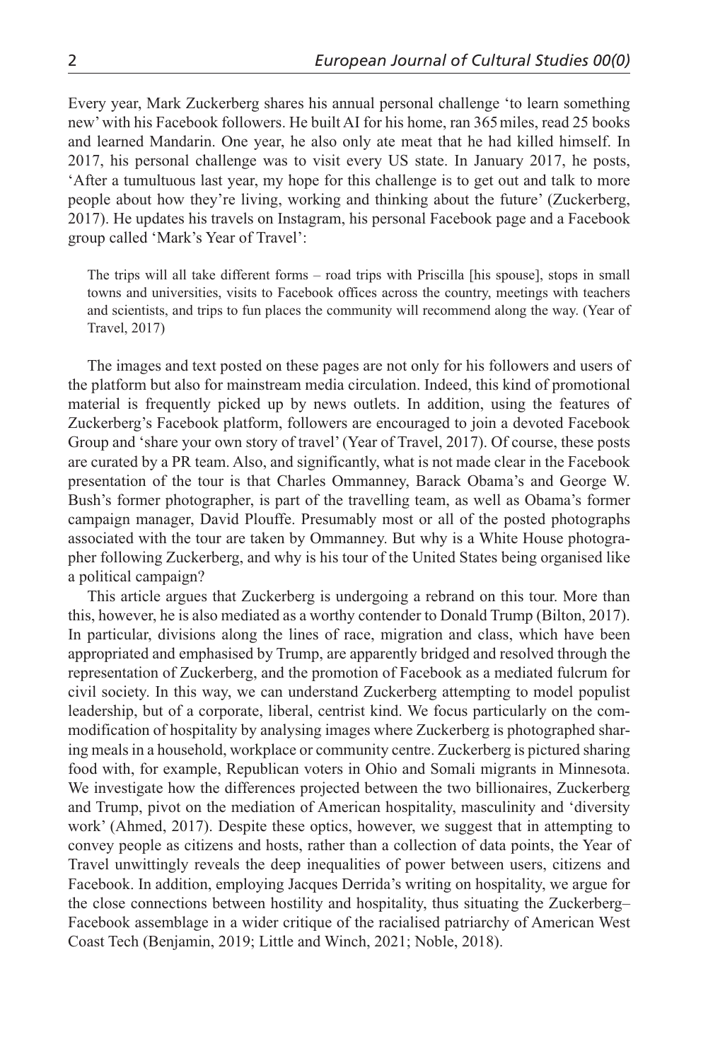Every year, Mark Zuckerberg shares his annual personal challenge 'to learn something new' with his Facebook followers. He built AI for his home, ran 365 miles, read 25 books and learned Mandarin. One year, he also only ate meat that he had killed himself. In 2017, his personal challenge was to visit every US state. In January 2017, he posts, 'After a tumultuous last year, my hope for this challenge is to get out and talk to more people about how they're living, working and thinking about the future' (Zuckerberg, 2017). He updates his travels on Instagram, his personal Facebook page and a Facebook group called 'Mark's Year of Travel':

> The trips will all take different forms – road trips with Priscilla [his spouse], stops in small towns and universities, visits to Facebook offices across the country, meetings with teachers and scientists, and trips to fun places the community will recommend along the way. (Year of Travel, 2017)

The images and text posted on these pages are not only for his followers and users of the platform but also for mainstream media circulation. Indeed, this kind of promotional material is frequently picked up by news outlets. In addition, using the features of Zuckerberg's Facebook platform, followers are encouraged to join a devoted Facebook Group and 'share your own story of travel' (Year of Travel, 2017). Of course, these posts are curated by a PR team. Also, and significantly, what is not made clear in the Facebook presentation of the tour is that Charles Ommanney, Barack Obama's and George W. Bush's former photographer, is part of the travelling team, as well as Obama's former campaign manager, David Plouffe. Presumably most or all of the posted photographs associated with the tour are taken by Ommanney. But why is a White House photographer following Zuckerberg, and why is his tour of the United States being organised like a political campaign?

This article argues that Zuckerberg is undergoing a rebrand on this tour. More than this, however, he is also mediated as a worthy contender to Donald Trump (Bilton, 2017). In particular, divisions along the lines of race, migration and class, which have been appropriated and emphasised by Trump, are apparently bridged and resolved through the representation of Zuckerberg, and the promotion of Facebook as a mediated fulcrum for civil society. In this way, we can understand Zuckerberg attempting to model populist leadership, but of a corporate, liberal, centrist kind. We focus particularly on the commodification of hospitality by analysing images where Zuckerberg is photographed sharing meals in a household, workplace or community centre. Zuckerberg is pictured sharing food with, for example, Republican voters in Ohio and Somali migrants in Minnesota. We investigate how the differences projected between the two billionaires, Zuckerberg and Trump, pivot on the mediation of American hospitality, masculinity and 'diversity work' (Ahmed, 2017). Despite these optics, however, we suggest that in attempting to convey people as citizens and hosts, rather than a collection of data points, the Year of Travel unwittingly reveals the deep inequalities of power between users, citizens and Facebook. In addition, employing Jacques Derrida's writing on hospitality, we argue for the close connections between hostility and hospitality, thus situating the Zuckerberg–Facebook assemblage in a wider critique of the racialised patriarchy of American West Coast Tech (Benjamin, 2019; Little and Winch, 2021; Noble, 2018).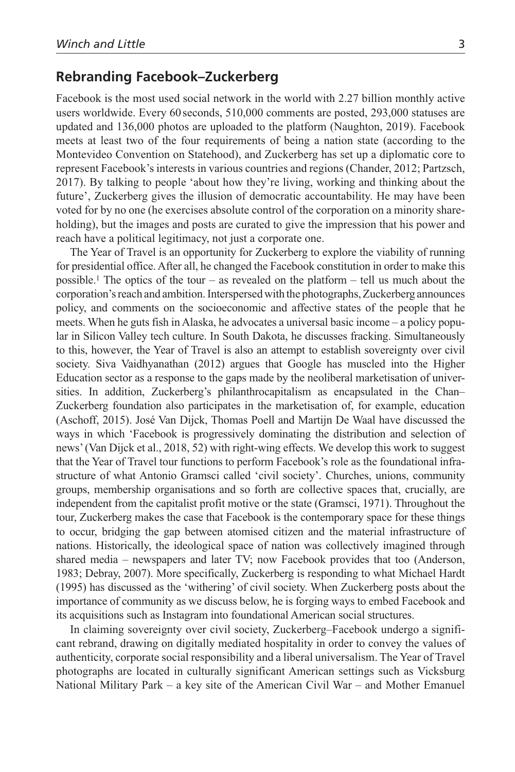## Rebranding Facebook–Zuckerberg

Facebook is the most used social network in the world with 2.27 billion monthly active users worldwide. Every 60 seconds, 510,000 comments are posted, 293,000 statuses are updated and 136,000 photos are uploaded to the platform (Naughton, 2019). Facebook meets at least two of the four requirements of being a nation state (according to the Montevideo Convention on Statehood), and Zuckerberg has set up a diplomatic core to represent Facebook's interests in various countries and regions (Chander, 2012; Partzsch, 2017). By talking to people 'about how they're living, working and thinking about the future', Zuckerberg gives the illusion of democratic accountability. He may have been voted for by no one (he exercises absolute control of the corporation on a minority shareholding), but the images and posts are curated to give the impression that his power and reach have a political legitimacy, not just a corporate one.

The Year of Travel is an opportunity for Zuckerberg to explore the viability of running for presidential office. After all, he changed the Facebook constitution in order to make this possible.[1] The optics of the tour – as revealed on the platform – tell us much about the corporation's reach and ambition. Interspersed with the photographs, Zuckerberg announces policy, and comments on the socioeconomic and affective states of the people that he meets. When he guts fish in Alaska, he advocates a universal basic income – a policy popular in Silicon Valley tech culture. In South Dakota, he discusses fracking. Simultaneously to this, however, the Year of Travel is also an attempt to establish sovereignty over civil society. Siva Vaidhyanathan (2012) argues that Google has muscled into the Higher Education sector as a response to the gaps made by the neoliberal marketisation of universities. In addition, Zuckerberg's philanthrocapitalism as encapsulated in the Chan–Zuckerberg foundation also participates in the marketisation of, for example, education (Aschoff, 2015). José Van Dijck, Thomas Poell and Martijn De Waal have discussed the ways in which 'Facebook is progressively dominating the distribution and selection of news' (Van Dijck et al., 2018, 52) with right-wing effects. We develop this work to suggest that the Year of Travel tour functions to perform Facebook's role as the foundational infrastructure of what Antonio Gramsci called 'civil society'. Churches, unions, community groups, membership organisations and so forth are collective spaces that, crucially, are independent from the capitalist profit motive or the state (Gramsci, 1971). Throughout the tour, Zuckerberg makes the case that Facebook is the contemporary space for these things to occur, bridging the gap between atomised citizen and the material infrastructure of nations. Historically, the ideological space of nation was collectively imagined through shared media – newspapers and later TV; now Facebook provides that too (Anderson, 1983; Debray, 2007). More specifically, Zuckerberg is responding to what Michael Hardt (1995) has discussed as the 'withering' of civil society. When Zuckerberg posts about the importance of community as we discuss below, he is forging ways to embed Facebook and its acquisitions such as Instagram into foundational American social structures.

In claiming sovereignty over civil society, Zuckerberg–Facebook undergo a significant rebrand, drawing on digitally mediated hospitality in order to convey the values of authenticity, corporate social responsibility and a liberal universalism. The Year of Travel photographs are located in culturally significant American settings such as Vicksburg National Military Park – a key site of the American Civil War – and Mother Emanuel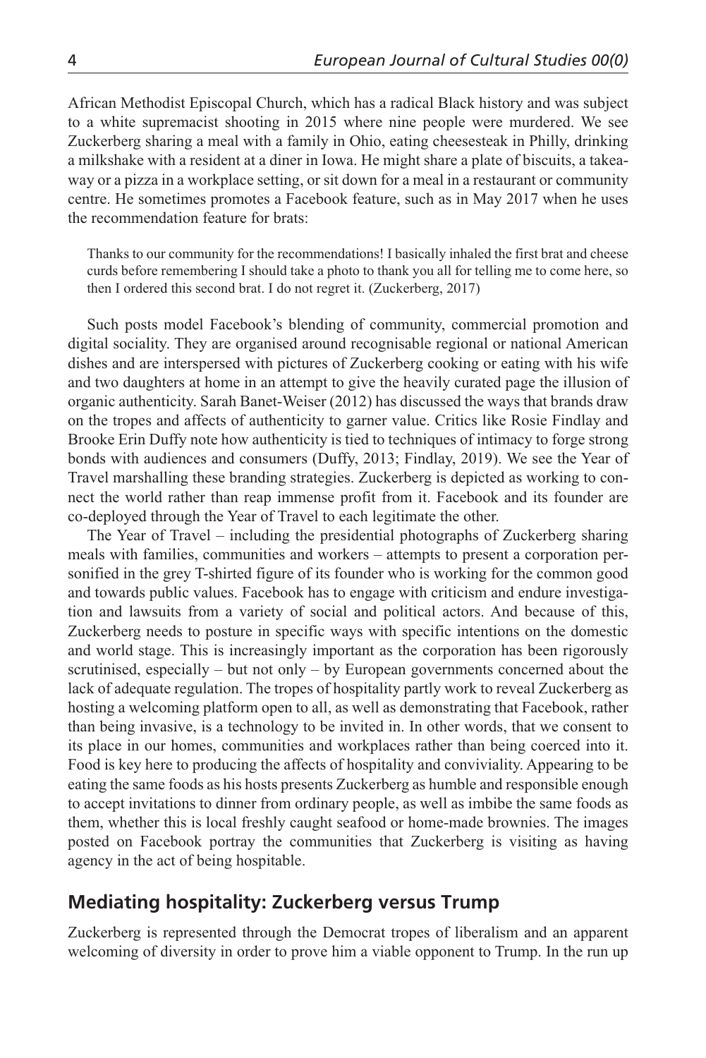African Methodist Episcopal Church, which has a radical Black history and was subject to a white supremacist shooting in 2015 where nine people were murdered. We see Zuckerberg sharing a meal with a family in Ohio, eating cheesesteak in Philly, drinking a milkshake with a resident at a diner in Iowa. He might share a plate of biscuits, a takeaway or a pizza in a workplace setting, or sit down for a meal in a restaurant or community centre. He sometimes promotes a Facebook feature, such as in May 2017 when he uses the recommendation feature for brats:

> Thanks to our community for the recommendations! I basically inhaled the first brat and cheese curds before remembering I should take a photo to thank you all for telling me to come here, so then I ordered this second brat. I do not regret it. (Zuckerberg, 2017)

Such posts model Facebook's blending of community, commercial promotion and digital sociality. They are organised around recognisable regional or national American dishes and are interspersed with pictures of Zuckerberg cooking or eating with his wife and two daughters at home in an attempt to give the heavily curated page the illusion of organic authenticity. Sarah Banet-Weiser (2012) has discussed the ways that brands draw on the tropes and affects of authenticity to garner value. Critics like Rosie Findlay and Brooke Erin Duffy note how authenticity is tied to techniques of intimacy to forge strong bonds with audiences and consumers (Duffy, 2013; Findlay, 2019). We see the Year of Travel marshalling these branding strategies. Zuckerberg is depicted as working to connect the world rather than reap immense profit from it. Facebook and its founder are co-deployed through the Year of Travel to each legitimate the other.

The Year of Travel – including the presidential photographs of Zuckerberg sharing meals with families, communities and workers – attempts to present a corporation personified in the grey T-shirted figure of its founder who is working for the common good and towards public values. Facebook has to engage with criticism and endure investigation and lawsuits from a variety of social and political actors. And because of this, Zuckerberg needs to posture in specific ways with specific intentions on the domestic and world stage. This is increasingly important as the corporation has been rigorously scrutinised, especially – but not only – by European governments concerned about the lack of adequate regulation. The tropes of hospitality partly work to reveal Zuckerberg as hosting a welcoming platform open to all, as well as demonstrating that Facebook, rather than being invasive, is a technology to be invited in. In other words, that we consent to its place in our homes, communities and workplaces rather than being coerced into it. Food is key here to producing the affects of hospitality and conviviality. Appearing to be eating the same foods as his hosts presents Zuckerberg as humble and responsible enough to accept invitations to dinner from ordinary people, as well as imbibe the same foods as them, whether this is local freshly caught seafood or home-made brownies. The images posted on Facebook portray the communities that Zuckerberg is visiting as having agency in the act of being hospitable.

## Mediating hospitality: Zuckerberg versus Trump

Zuckerberg is represented through the Democrat tropes of liberalism and an apparent welcoming of diversity in order to prove him a viable opponent to Trump. In the run up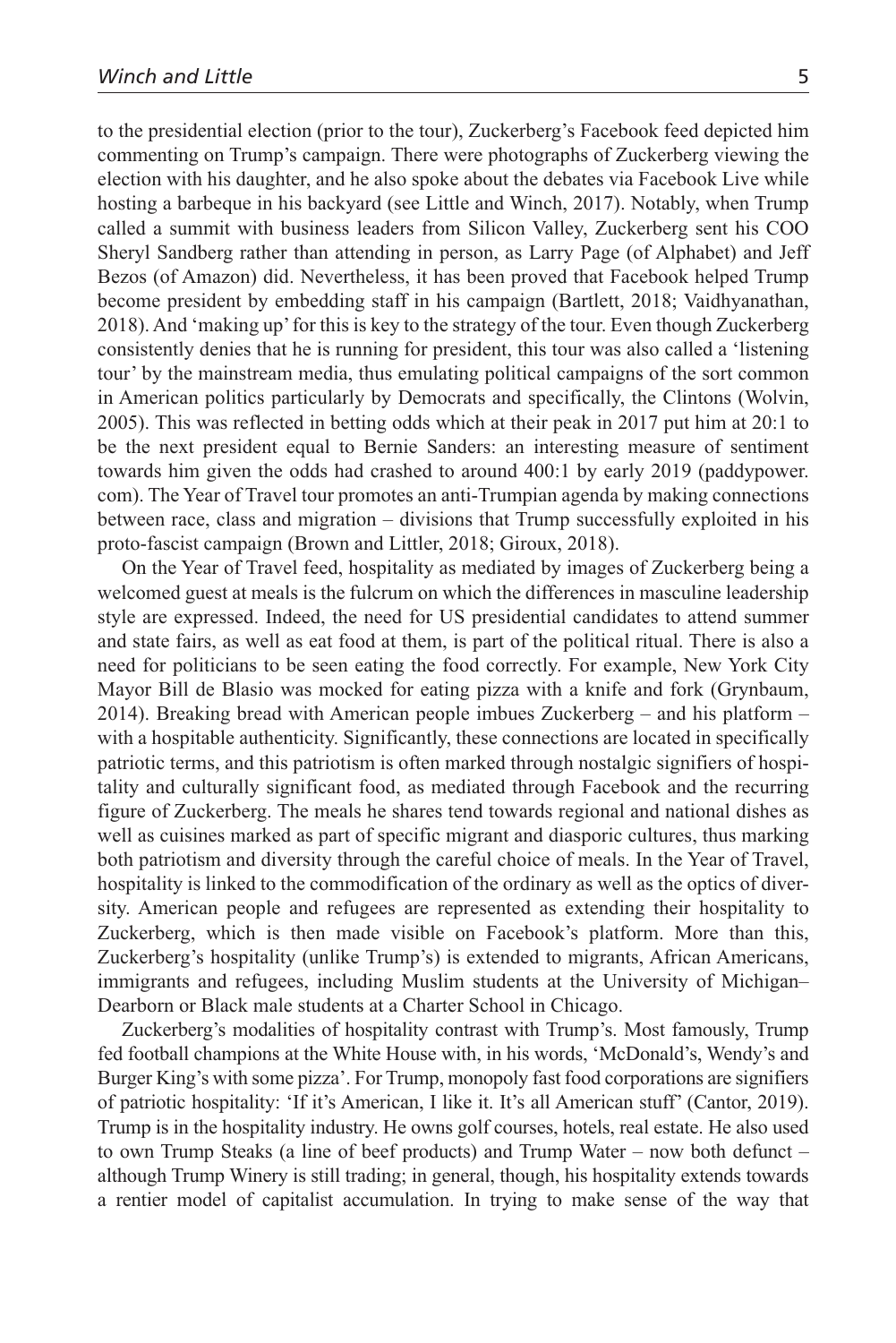to the presidential election (prior to the tour), Zuckerberg's Facebook feed depicted him commenting on Trump's campaign. There were photographs of Zuckerberg viewing the election with his daughter, and he also spoke about the debates via Facebook Live while hosting a barbeque in his backyard (see Little and Winch, 2017). Notably, when Trump called a summit with business leaders from Silicon Valley, Zuckerberg sent his COO Sheryl Sandberg rather than attending in person, as Larry Page (of Alphabet) and Jeff Bezos (of Amazon) did. Nevertheless, it has been proved that Facebook helped Trump become president by embedding staff in his campaign (Bartlett, 2018; Vaidhyanathan, 2018). And 'making up' for this is key to the strategy of the tour. Even though Zuckerberg consistently denies that he is running for president, this tour was also called a 'listening tour' by the mainstream media, thus emulating political campaigns of the sort common in American politics particularly by Democrats and specifically, the Clintons (Wolvin, 2005). This was reflected in betting odds which at their peak in 2017 put him at 20:1 to be the next president equal to Bernie Sanders: an interesting measure of sentiment towards him given the odds had crashed to around 400:1 by early 2019 (paddypower.com). The Year of Travel tour promotes an anti-Trumpian agenda by making connections between race, class and migration – divisions that Trump successfully exploited in his proto-fascist campaign (Brown and Littler, 2018; Giroux, 2018).

On the Year of Travel feed, hospitality as mediated by images of Zuckerberg being a welcomed guest at meals is the fulcrum on which the differences in masculine leadership style are expressed. Indeed, the need for US presidential candidates to attend summer and state fairs, as well as eat food at them, is part of the political ritual. There is also a need for politicians to be seen eating the food correctly. For example, New York City Mayor Bill de Blasio was mocked for eating pizza with a knife and fork (Grynbaum, 2014). Breaking bread with American people imbues Zuckerberg – and his platform – with a hospitable authenticity. Significantly, these connections are located in specifically patriotic terms, and this patriotism is often marked through nostalgic signifiers of hospitality and culturally significant food, as mediated through Facebook and the recurring figure of Zuckerberg. The meals he shares tend towards regional and national dishes as well as cuisines marked as part of specific migrant and diasporic cultures, thus marking both patriotism and diversity through the careful choice of meals. In the Year of Travel, hospitality is linked to the commodification of the ordinary as well as the optics of diversity. American people and refugees are represented as extending their hospitality to Zuckerberg, which is then made visible on Facebook's platform. More than this, Zuckerberg's hospitality (unlike Trump's) is extended to migrants, African Americans, immigrants and refugees, including Muslim students at the University of Michigan–Dearborn or Black male students at a Charter School in Chicago.

Zuckerberg's modalities of hospitality contrast with Trump's. Most famously, Trump fed football champions at the White House with, in his words, 'McDonald's, Wendy's and Burger King's with some pizza'. For Trump, monopoly fast food corporations are signifiers of patriotic hospitality: 'If it's American, I like it. It's all American stuff' (Cantor, 2019). Trump is in the hospitality industry. He owns golf courses, hotels, real estate. He also used to own Trump Steaks (a line of beef products) and Trump Water – now both defunct – although Trump Winery is still trading; in general, though, his hospitality extends towards a rentier model of capitalist accumulation. In trying to make sense of the way that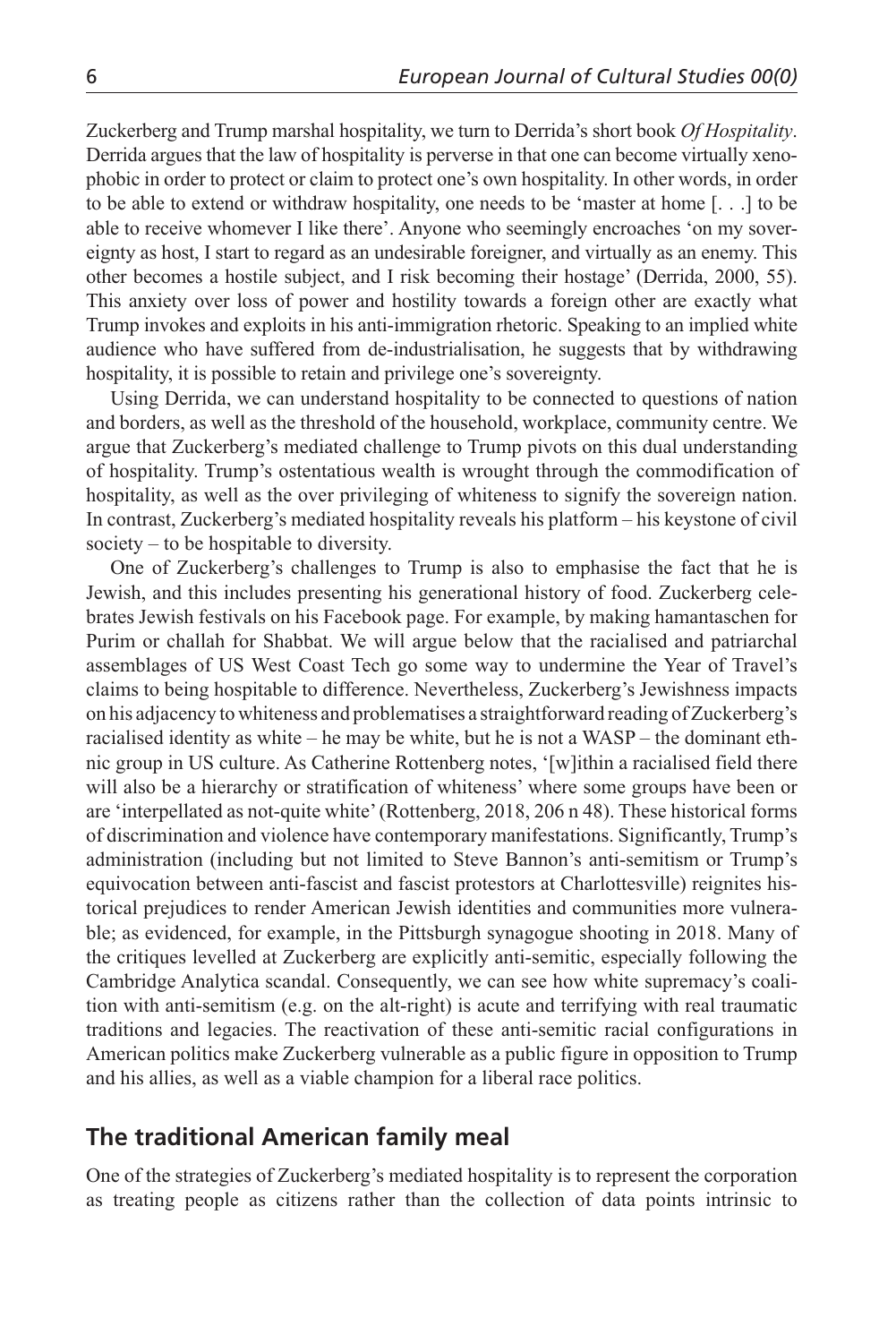Zuckerberg and Trump marshal hospitality, we turn to Derrida's short book *Of Hospitality*. Derrida argues that the law of hospitality is perverse in that one can become virtually xenophobic in order to protect or claim to protect one's own hospitality. In other words, in order to be able to extend or withdraw hospitality, one needs to be 'master at home [. . .] to be able to receive whomever I like there'. Anyone who seemingly encroaches 'on my sovereignty as host, I start to regard as an undesirable foreigner, and virtually as an enemy. This other becomes a hostile subject, and I risk becoming their hostage' (Derrida, 2000, 55). This anxiety over loss of power and hostility towards a foreign other are exactly what Trump invokes and exploits in his anti-immigration rhetoric. Speaking to an implied white audience who have suffered from de-industrialisation, he suggests that by withdrawing hospitality, it is possible to retain and privilege one's sovereignty.

Using Derrida, we can understand hospitality to be connected to questions of nation and borders, as well as the threshold of the household, workplace, community centre. We argue that Zuckerberg's mediated challenge to Trump pivots on this dual understanding of hospitality. Trump's ostentatious wealth is wrought through the commodification of hospitality, as well as the over privileging of whiteness to signify the sovereign nation. In contrast, Zuckerberg's mediated hospitality reveals his platform – his keystone of civil society – to be hospitable to diversity.

One of Zuckerberg's challenges to Trump is also to emphasise the fact that he is Jewish, and this includes presenting his generational history of food. Zuckerberg celebrates Jewish festivals on his Facebook page. For example, by making hamantaschen for Purim or challah for Shabbat. We will argue below that the racialised and patriarchal assemblages of US West Coast Tech go some way to undermine the Year of Travel's claims to being hospitable to difference. Nevertheless, Zuckerberg's Jewishness impacts on his adjacency to whiteness and problematises a straightforward reading of Zuckerberg's racialised identity as white – he may be white, but he is not a WASP – the dominant ethnic group in US culture. As Catherine Rottenberg notes, '[w]ithin a racialised field there will also be a hierarchy or stratification of whiteness' where some groups have been or are 'interpellated as not-quite white' (Rottenberg, 2018, 206 n 48). These historical forms of discrimination and violence have contemporary manifestations. Significantly, Trump's administration (including but not limited to Steve Bannon's anti-semitism or Trump's equivocation between anti-fascist and fascist protestors at Charlottesville) reignites historical prejudices to render American Jewish identities and communities more vulnerable; as evidenced, for example, in the Pittsburgh synagogue shooting in 2018. Many of the critiques levelled at Zuckerberg are explicitly anti-semitic, especially following the Cambridge Analytica scandal. Consequently, we can see how white supremacy's coalition with anti-semitism (e.g. on the alt-right) is acute and terrifying with real traumatic traditions and legacies. The reactivation of these anti-semitic racial configurations in American politics make Zuckerberg vulnerable as a public figure in opposition to Trump and his allies, as well as a viable champion for a liberal race politics.

## The traditional American family meal

One of the strategies of Zuckerberg's mediated hospitality is to represent the corporation as treating people as citizens rather than the collection of data points intrinsic to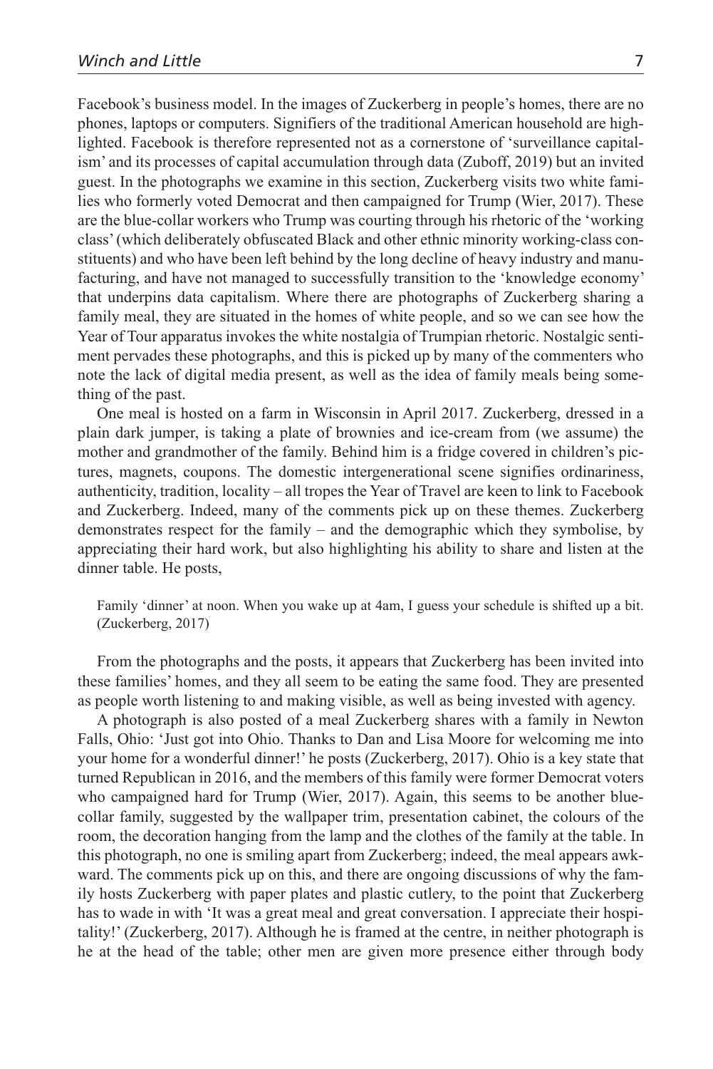Facebook's business model. In the images of Zuckerberg in people's homes, there are no phones, laptops or computers. Signifiers of the traditional American household are highlighted. Facebook is therefore represented not as a cornerstone of 'surveillance capitalism' and its processes of capital accumulation through data (Zuboff, 2019) but an invited guest. In the photographs we examine in this section, Zuckerberg visits two white families who formerly voted Democrat and then campaigned for Trump (Wier, 2017). These are the blue-collar workers who Trump was courting through his rhetoric of the 'working class' (which deliberately obfuscated Black and other ethnic minority working-class constituents) and who have been left behind by the long decline of heavy industry and manufacturing, and have not managed to successfully transition to the 'knowledge economy' that underpins data capitalism. Where there are photographs of Zuckerberg sharing a family meal, they are situated in the homes of white people, and so we can see how the Year of Tour apparatus invokes the white nostalgia of Trumpian rhetoric. Nostalgic sentiment pervades these photographs, and this is picked up by many of the commenters who note the lack of digital media present, as well as the idea of family meals being something of the past.

One meal is hosted on a farm in Wisconsin in April 2017. Zuckerberg, dressed in a plain dark jumper, is taking a plate of brownies and ice-cream from (we assume) the mother and grandmother of the family. Behind him is a fridge covered in children's pictures, magnets, coupons. The domestic intergenerational scene signifies ordinariness, authenticity, tradition, locality – all tropes the Year of Travel are keen to link to Facebook and Zuckerberg. Indeed, many of the comments pick up on these themes. Zuckerberg demonstrates respect for the family – and the demographic which they symbolise, by appreciating their hard work, but also highlighting his ability to share and listen at the dinner table. He posts,

> Family 'dinner' at noon. When you wake up at 4am, I guess your schedule is shifted up a bit. (Zuckerberg, 2017)

From the photographs and the posts, it appears that Zuckerberg has been invited into these families' homes, and they all seem to be eating the same food. They are presented as people worth listening to and making visible, as well as being invested with agency.

A photograph is also posted of a meal Zuckerberg shares with a family in Newton Falls, Ohio: 'Just got into Ohio. Thanks to Dan and Lisa Moore for welcoming me into your home for a wonderful dinner!' he posts (Zuckerberg, 2017). Ohio is a key state that turned Republican in 2016, and the members of this family were former Democrat voters who campaigned hard for Trump (Wier, 2017). Again, this seems to be another blue-collar family, suggested by the wallpaper trim, presentation cabinet, the colours of the room, the decoration hanging from the lamp and the clothes of the family at the table. In this photograph, no one is smiling apart from Zuckerberg; indeed, the meal appears awkward. The comments pick up on this, and there are ongoing discussions of why the family hosts Zuckerberg with paper plates and plastic cutlery, to the point that Zuckerberg has to wade in with 'It was a great meal and great conversation. I appreciate their hospitality!' (Zuckerberg, 2017). Although he is framed at the centre, in neither photograph is he at the head of the table; other men are given more presence either through body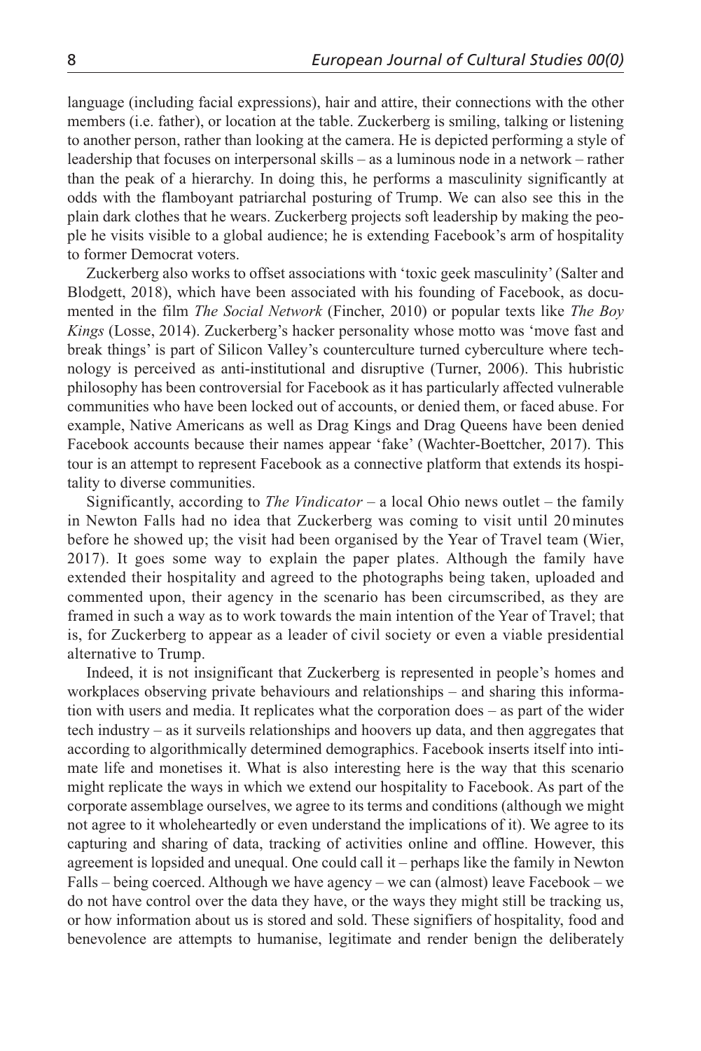language (including facial expressions), hair and attire, their connections with the other members (i.e. father), or location at the table. Zuckerberg is smiling, talking or listening to another person, rather than looking at the camera. He is depicted performing a style of leadership that focuses on interpersonal skills – as a luminous node in a network – rather than the peak of a hierarchy. In doing this, he performs a masculinity significantly at odds with the flamboyant patriarchal posturing of Trump. We can also see this in the plain dark clothes that he wears. Zuckerberg projects soft leadership by making the people he visits visible to a global audience; he is extending Facebook's arm of hospitality to former Democrat voters.

Zuckerberg also works to offset associations with 'toxic geek masculinity' (Salter and Blodgett, 2018), which have been associated with his founding of Facebook, as documented in the film *The Social Network* (Fincher, 2010) or popular texts like *The Boy Kings* (Losse, 2014). Zuckerberg's hacker personality whose motto was 'move fast and break things' is part of Silicon Valley's counterculture turned cyberculture where technology is perceived as anti-institutional and disruptive (Turner, 2006). This hubristic philosophy has been controversial for Facebook as it has particularly affected vulnerable communities who have been locked out of accounts, or denied them, or faced abuse. For example, Native Americans as well as Drag Kings and Drag Queens have been denied Facebook accounts because their names appear 'fake' (Wachter-Boettcher, 2017). This tour is an attempt to represent Facebook as a connective platform that extends its hospitality to diverse communities.

Significantly, according to *The Vindicator* – a local Ohio news outlet – the family in Newton Falls had no idea that Zuckerberg was coming to visit until 20 minutes before he showed up; the visit had been organised by the Year of Travel team (Wier, 2017). It goes some way to explain the paper plates. Although the family have extended their hospitality and agreed to the photographs being taken, uploaded and commented upon, their agency in the scenario has been circumscribed, as they are framed in such a way as to work towards the main intention of the Year of Travel; that is, for Zuckerberg to appear as a leader of civil society or even a viable presidential alternative to Trump.

Indeed, it is not insignificant that Zuckerberg is represented in people's homes and workplaces observing private behaviours and relationships – and sharing this information with users and media. It replicates what the corporation does – as part of the wider tech industry – as it surveils relationships and hoovers up data, and then aggregates that according to algorithmically determined demographics. Facebook inserts itself into intimate life and monetises it. What is also interesting here is the way that this scenario might replicate the ways in which we extend our hospitality to Facebook. As part of the corporate assemblage ourselves, we agree to its terms and conditions (although we might not agree to it wholeheartedly or even understand the implications of it). We agree to its capturing and sharing of data, tracking of activities online and offline. However, this agreement is lopsided and unequal. One could call it – perhaps like the family in Newton Falls – being coerced. Although we have agency – we can (almost) leave Facebook – we do not have control over the data they have, or the ways they might still be tracking us, or how information about us is stored and sold. These signifiers of hospitality, food and benevolence are attempts to humanise, legitimate and render benign the deliberately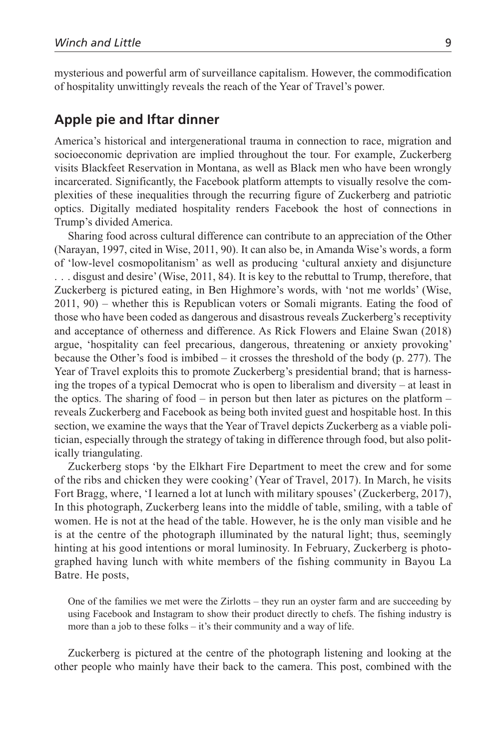mysterious and powerful arm of surveillance capitalism. However, the commodification of hospitality unwittingly reveals the reach of the Year of Travel's power.

## Apple pie and Iftar dinner

America's historical and intergenerational trauma in connection to race, migration and socioeconomic deprivation are implied throughout the tour. For example, Zuckerberg visits Blackfeet Reservation in Montana, as well as Black men who have been wrongly incarcerated. Significantly, the Facebook platform attempts to visually resolve the complexities of these inequalities through the recurring figure of Zuckerberg and patriotic optics. Digitally mediated hospitality renders Facebook the host of connections in Trump's divided America.

Sharing food across cultural difference can contribute to an appreciation of the Other (Narayan, 1997, cited in Wise, 2011, 90). It can also be, in Amanda Wise's words, a form of 'low-level cosmopolitanism' as well as producing 'cultural anxiety and disjuncture . . . disgust and desire' (Wise, 2011, 84). It is key to the rebuttal to Trump, therefore, that Zuckerberg is pictured eating, in Ben Highmore's words, with 'not me worlds' (Wise, 2011, 90) – whether this is Republican voters or Somali migrants. Eating the food of those who have been coded as dangerous and disastrous reveals Zuckerberg's receptivity and acceptance of otherness and difference. As Rick Flowers and Elaine Swan (2018) argue, 'hospitality can feel precarious, dangerous, threatening or anxiety provoking' because the Other's food is imbibed – it crosses the threshold of the body (p. 277). The Year of Travel exploits this to promote Zuckerberg's presidential brand; that is harnessing the tropes of a typical Democrat who is open to liberalism and diversity – at least in the optics. The sharing of food – in person but then later as pictures on the platform – reveals Zuckerberg and Facebook as being both invited guest and hospitable host. In this section, we examine the ways that the Year of Travel depicts Zuckerberg as a viable politician, especially through the strategy of taking in difference through food, but also politically triangulating.

Zuckerberg stops 'by the Elkhart Fire Department to meet the crew and for some of the ribs and chicken they were cooking' (Year of Travel, 2017). In March, he visits Fort Bragg, where, 'I learned a lot at lunch with military spouses' (Zuckerberg, 2017), In this photograph, Zuckerberg leans into the middle of table, smiling, with a table of women. He is not at the head of the table. However, he is the only man visible and he is at the centre of the photograph illuminated by the natural light; thus, seemingly hinting at his good intentions or moral luminosity. In February, Zuckerberg is photographed having lunch with white members of the fishing community in Bayou La Batre. He posts,

> One of the families we met were the Zirlotts – they run an oyster farm and are succeeding by using Facebook and Instagram to show their product directly to chefs. The fishing industry is more than a job to these folks – it's their community and a way of life.

Zuckerberg is pictured at the centre of the photograph listening and looking at the other people who mainly have their back to the camera. This post, combined with the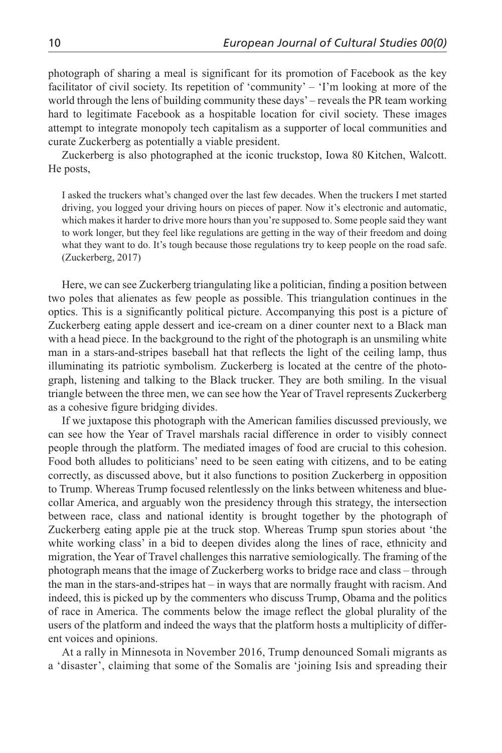photograph of sharing a meal is significant for its promotion of Facebook as the key facilitator of civil society. Its repetition of 'community' – 'I'm looking at more of the world through the lens of building community these days' – reveals the PR team working hard to legitimate Facebook as a hospitable location for civil society. These images attempt to integrate monopoly tech capitalism as a supporter of local communities and curate Zuckerberg as potentially a viable president.

Zuckerberg is also photographed at the iconic truckstop, Iowa 80 Kitchen, Walcott. He posts,

> I asked the truckers what's changed over the last few decades. When the truckers I met started driving, you logged your driving hours on pieces of paper. Now it's electronic and automatic, which makes it harder to drive more hours than you're supposed to. Some people said they want to work longer, but they feel like regulations are getting in the way of their freedom and doing what they want to do. It's tough because those regulations try to keep people on the road safe. (Zuckerberg, 2017)

Here, we can see Zuckerberg triangulating like a politician, finding a position between two poles that alienates as few people as possible. This triangulation continues in the optics. This is a significantly political picture. Accompanying this post is a picture of Zuckerberg eating apple dessert and ice-cream on a diner counter next to a Black man with a head piece. In the background to the right of the photograph is an unsmiling white man in a stars-and-stripes baseball hat that reflects the light of the ceiling lamp, thus illuminating its patriotic symbolism. Zuckerberg is located at the centre of the photograph, listening and talking to the Black trucker. They are both smiling. In the visual triangle between the three men, we can see how the Year of Travel represents Zuckerberg as a cohesive figure bridging divides.

If we juxtapose this photograph with the American families discussed previously, we can see how the Year of Travel marshals racial difference in order to visibly connect people through the platform. The mediated images of food are crucial to this cohesion. Food both alludes to politicians' need to be seen eating with citizens, and to be eating correctly, as discussed above, but it also functions to position Zuckerberg in opposition to Trump. Whereas Trump focused relentlessly on the links between whiteness and blue-collar America, and arguably won the presidency through this strategy, the intersection between race, class and national identity is brought together by the photograph of Zuckerberg eating apple pie at the truck stop. Whereas Trump spun stories about 'the white working class' in a bid to deepen divides along the lines of race, ethnicity and migration, the Year of Travel challenges this narrative semiologically. The framing of the photograph means that the image of Zuckerberg works to bridge race and class – through the man in the stars-and-stripes hat – in ways that are normally fraught with racism. And indeed, this is picked up by the commenters who discuss Trump, Obama and the politics of race in America. The comments below the image reflect the global plurality of the users of the platform and indeed the ways that the platform hosts a multiplicity of different voices and opinions.

At a rally in Minnesota in November 2016, Trump denounced Somali migrants as a 'disaster', claiming that some of the Somalis are 'joining Isis and spreading their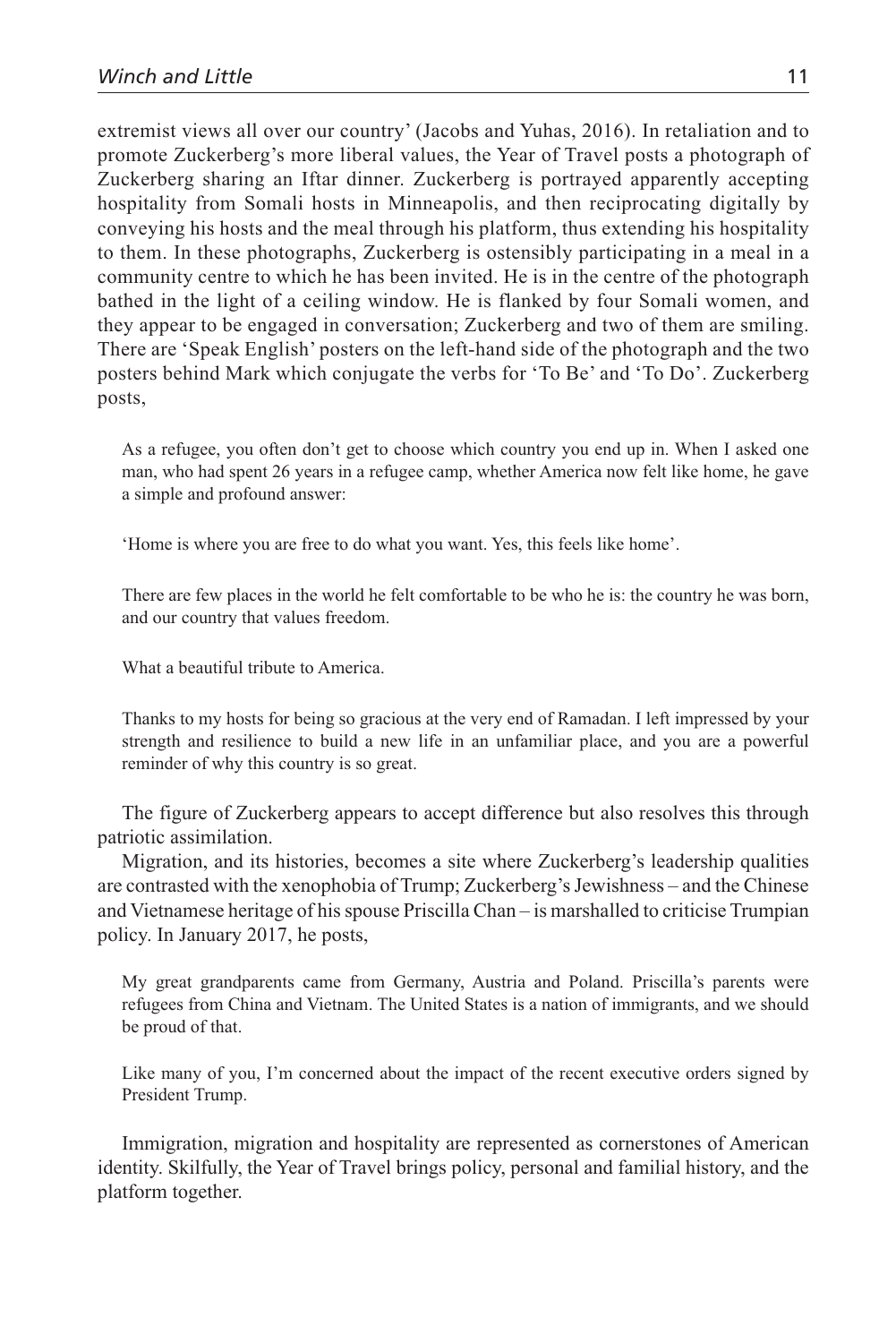extremist views all over our country' (Jacobs and Yuhas, 2016). In retaliation and to promote Zuckerberg's more liberal values, the Year of Travel posts a photograph of Zuckerberg sharing an Iftar dinner. Zuckerberg is portrayed apparently accepting hospitality from Somali hosts in Minneapolis, and then reciprocating digitally by conveying his hosts and the meal through his platform, thus extending his hospitality to them. In these photographs, Zuckerberg is ostensibly participating in a meal in a community centre to which he has been invited. He is in the centre of the photograph bathed in the light of a ceiling window. He is flanked by four Somali women, and they appear to be engaged in conversation; Zuckerberg and two of them are smiling. There are 'Speak English' posters on the left-hand side of the photograph and the two posters behind Mark which conjugate the verbs for 'To Be' and 'To Do'. Zuckerberg posts,

> As a refugee, you often don't get to choose which country you end up in. When I asked one man, who had spent 26 years in a refugee camp, whether America now felt like home, he gave a simple and profound answer:
>
> 'Home is where you are free to do what you want. Yes, this feels like home'.
>
> There are few places in the world he felt comfortable to be who he is: the country he was born, and our country that values freedom.
>
> What a beautiful tribute to America.
>
> Thanks to my hosts for being so gracious at the very end of Ramadan. I left impressed by your strength and resilience to build a new life in an unfamiliar place, and you are a powerful reminder of why this country is so great.

The figure of Zuckerberg appears to accept difference but also resolves this through patriotic assimilation.

Migration, and its histories, becomes a site where Zuckerberg's leadership qualities are contrasted with the xenophobia of Trump; Zuckerberg's Jewishness – and the Chinese and Vietnamese heritage of his spouse Priscilla Chan – is marshalled to criticise Trumpian policy. In January 2017, he posts,

> My great grandparents came from Germany, Austria and Poland. Priscilla's parents were refugees from China and Vietnam. The United States is a nation of immigrants, and we should be proud of that.
>
> Like many of you, I'm concerned about the impact of the recent executive orders signed by President Trump.

Immigration, migration and hospitality are represented as cornerstones of American identity. Skilfully, the Year of Travel brings policy, personal and familial history, and the platform together.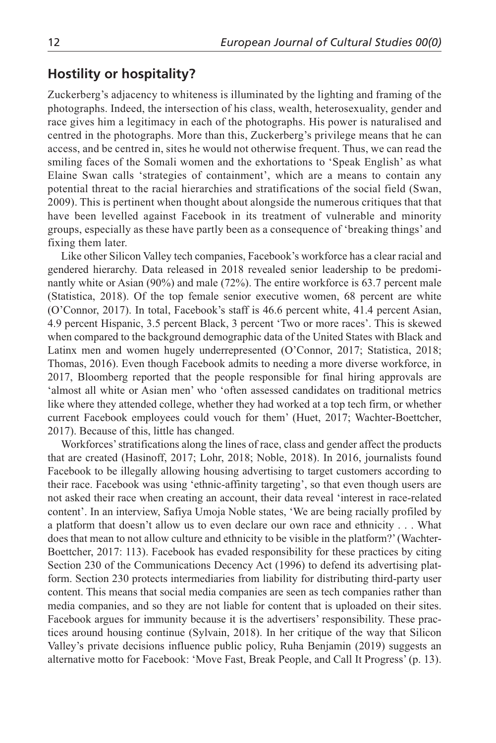## Hostility or hospitality?

Zuckerberg's adjacency to whiteness is illuminated by the lighting and framing of the photographs. Indeed, the intersection of his class, wealth, heterosexuality, gender and race gives him a legitimacy in each of the photographs. His power is naturalised and centred in the photographs. More than this, Zuckerberg's privilege means that he can access, and be centred in, sites he would not otherwise frequent. Thus, we can read the smiling faces of the Somali women and the exhortations to 'Speak English' as what Elaine Swan calls 'strategies of containment', which are a means to contain any potential threat to the racial hierarchies and stratifications of the social field (Swan, 2009). This is pertinent when thought about alongside the numerous critiques that that have been levelled against Facebook in its treatment of vulnerable and minority groups, especially as these have partly been as a consequence of 'breaking things' and fixing them later.

Like other Silicon Valley tech companies, Facebook's workforce has a clear racial and gendered hierarchy. Data released in 2018 revealed senior leadership to be predominantly white or Asian (90%) and male (72%). The entire workforce is 63.7 percent male (Statistica, 2018). Of the top female senior executive women, 68 percent are white (O'Connor, 2017). In total, Facebook's staff is 46.6 percent white, 41.4 percent Asian, 4.9 percent Hispanic, 3.5 percent Black, 3 percent 'Two or more races'. This is skewed when compared to the background demographic data of the United States with Black and Latinx men and women hugely underrepresented (O'Connor, 2017; Statistica, 2018; Thomas, 2016). Even though Facebook admits to needing a more diverse workforce, in 2017, Bloomberg reported that the people responsible for final hiring approvals are 'almost all white or Asian men' who 'often assessed candidates on traditional metrics like where they attended college, whether they had worked at a top tech firm, or whether current Facebook employees could vouch for them' (Huet, 2017; Wachter-Boettcher, 2017). Because of this, little has changed.

Workforces' stratifications along the lines of race, class and gender affect the products that are created (Hasinoff, 2017; Lohr, 2018; Noble, 2018). In 2016, journalists found Facebook to be illegally allowing housing advertising to target customers according to their race. Facebook was using 'ethnic-affinity targeting', so that even though users are not asked their race when creating an account, their data reveal 'interest in race-related content'. In an interview, Safiya Umoja Noble states, 'We are being racially profiled by a platform that doesn't allow us to even declare our own race and ethnicity . . . What does that mean to not allow culture and ethnicity to be visible in the platform?' (Wachter-Boettcher, 2017: 113). Facebook has evaded responsibility for these practices by citing Section 230 of the Communications Decency Act (1996) to defend its advertising platform. Section 230 protects intermediaries from liability for distributing third-party user content. This means that social media companies are seen as tech companies rather than media companies, and so they are not liable for content that is uploaded on their sites. Facebook argues for immunity because it is the advertisers' responsibility. These practices around housing continue (Sylvain, 2018). In her critique of the way that Silicon Valley's private decisions influence public policy, Ruha Benjamin (2019) suggests an alternative motto for Facebook: 'Move Fast, Break People, and Call It Progress' (p. 13).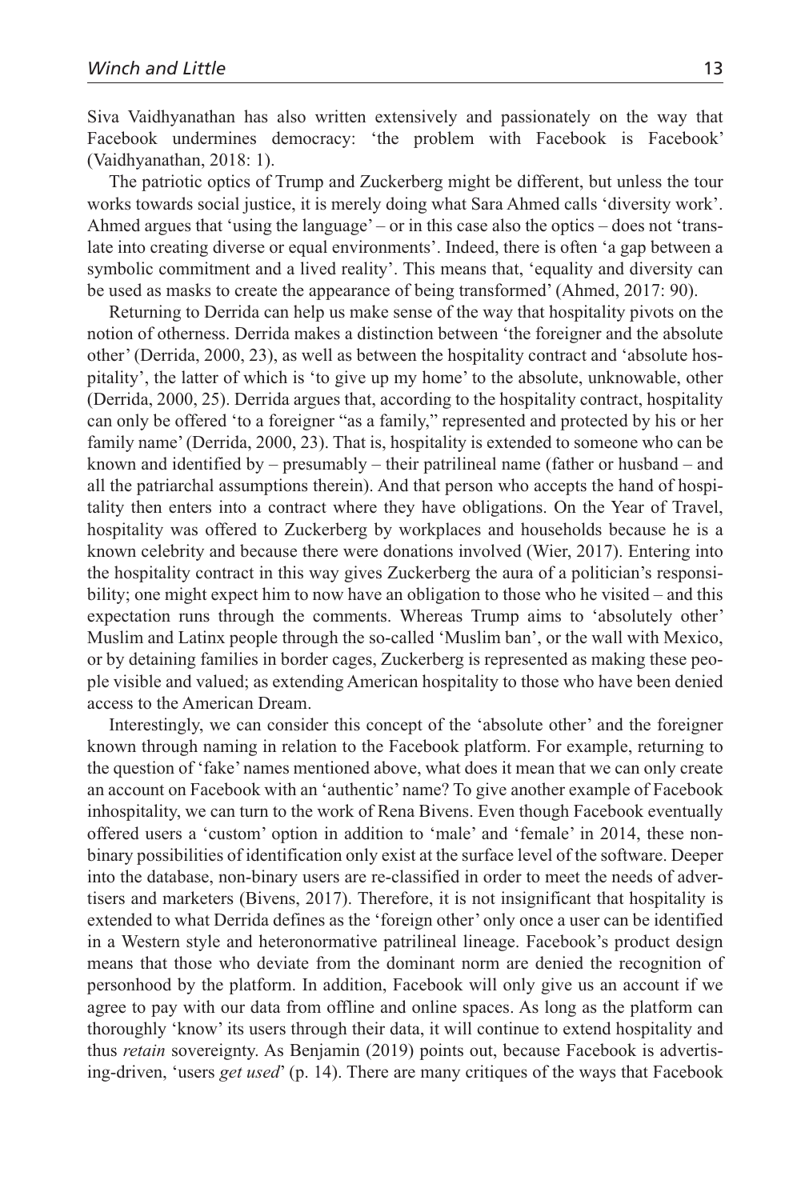Siva Vaidhyanathan has also written extensively and passionately on the way that Facebook undermines democracy: 'the problem with Facebook is Facebook' (Vaidhyanathan, 2018: 1).

The patriotic optics of Trump and Zuckerberg might be different, but unless the tour works towards social justice, it is merely doing what Sara Ahmed calls 'diversity work'. Ahmed argues that 'using the language' – or in this case also the optics – does not 'translate into creating diverse or equal environments'. Indeed, there is often 'a gap between a symbolic commitment and a lived reality'. This means that, 'equality and diversity can be used as masks to create the appearance of being transformed' (Ahmed, 2017: 90).

Returning to Derrida can help us make sense of the way that hospitality pivots on the notion of otherness. Derrida makes a distinction between 'the foreigner and the absolute other' (Derrida, 2000, 23), as well as between the hospitality contract and 'absolute hospitality', the latter of which is 'to give up my home' to the absolute, unknowable, other (Derrida, 2000, 25). Derrida argues that, according to the hospitality contract, hospitality can only be offered 'to a foreigner "as a family," represented and protected by his or her family name' (Derrida, 2000, 23). That is, hospitality is extended to someone who can be known and identified by – presumably – their patrilineal name (father or husband – and all the patriarchal assumptions therein). And that person who accepts the hand of hospitality then enters into a contract where they have obligations. On the Year of Travel, hospitality was offered to Zuckerberg by workplaces and households because he is a known celebrity and because there were donations involved (Wier, 2017). Entering into the hospitality contract in this way gives Zuckerberg the aura of a politician's responsibility; one might expect him to now have an obligation to those who he visited – and this expectation runs through the comments. Whereas Trump aims to 'absolutely other' Muslim and Latinx people through the so-called 'Muslim ban', or the wall with Mexico, or by detaining families in border cages, Zuckerberg is represented as making these people visible and valued; as extending American hospitality to those who have been denied access to the American Dream.

Interestingly, we can consider this concept of the 'absolute other' and the foreigner known through naming in relation to the Facebook platform. For example, returning to the question of 'fake' names mentioned above, what does it mean that we can only create an account on Facebook with an 'authentic' name? To give another example of Facebook inhospitality, we can turn to the work of Rena Bivens. Even though Facebook eventually offered users a 'custom' option in addition to 'male' and 'female' in 2014, these non-binary possibilities of identification only exist at the surface level of the software. Deeper into the database, non-binary users are re-classified in order to meet the needs of advertisers and marketers (Bivens, 2017). Therefore, it is not insignificant that hospitality is extended to what Derrida defines as the 'foreign other' only once a user can be identified in a Western style and heteronormative patrilineal lineage. Facebook's product design means that those who deviate from the dominant norm are denied the recognition of personhood by the platform. In addition, Facebook will only give us an account if we agree to pay with our data from offline and online spaces. As long as the platform can thoroughly 'know' its users through their data, it will continue to extend hospitality and thus *retain* sovereignty. As Benjamin (2019) points out, because Facebook is advertising-driven, 'users *get used*' (p. 14). There are many critiques of the ways that Facebook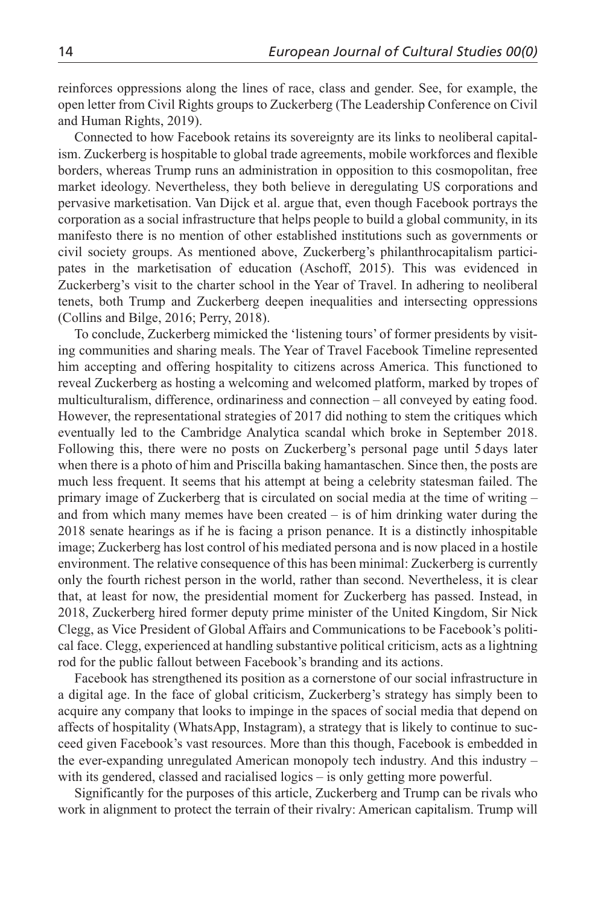reinforces oppressions along the lines of race, class and gender. See, for example, the open letter from Civil Rights groups to Zuckerberg (The Leadership Conference on Civil and Human Rights, 2019).

Connected to how Facebook retains its sovereignty are its links to neoliberal capitalism. Zuckerberg is hospitable to global trade agreements, mobile workforces and flexible borders, whereas Trump runs an administration in opposition to this cosmopolitan, free market ideology. Nevertheless, they both believe in deregulating US corporations and pervasive marketisation. Van Dijck et al. argue that, even though Facebook portrays the corporation as a social infrastructure that helps people to build a global community, in its manifesto there is no mention of other established institutions such as governments or civil society groups. As mentioned above, Zuckerberg's philanthrocapitalism participates in the marketisation of education (Aschoff, 2015). This was evidenced in Zuckerberg's visit to the charter school in the Year of Travel. In adhering to neoliberal tenets, both Trump and Zuckerberg deepen inequalities and intersecting oppressions (Collins and Bilge, 2016; Perry, 2018).

To conclude, Zuckerberg mimicked the 'listening tours' of former presidents by visiting communities and sharing meals. The Year of Travel Facebook Timeline represented him accepting and offering hospitality to citizens across America. This functioned to reveal Zuckerberg as hosting a welcoming and welcomed platform, marked by tropes of multiculturalism, difference, ordinariness and connection – all conveyed by eating food. However, the representational strategies of 2017 did nothing to stem the critiques which eventually led to the Cambridge Analytica scandal which broke in September 2018. Following this, there were no posts on Zuckerberg's personal page until 5 days later when there is a photo of him and Priscilla baking hamantaschen. Since then, the posts are much less frequent. It seems that his attempt at being a celebrity statesman failed. The primary image of Zuckerberg that is circulated on social media at the time of writing – and from which many memes have been created – is of him drinking water during the 2018 senate hearings as if he is facing a prison penance. It is a distinctly inhospitable image; Zuckerberg has lost control of his mediated persona and is now placed in a hostile environment. The relative consequence of this has been minimal: Zuckerberg is currently only the fourth richest person in the world, rather than second. Nevertheless, it is clear that, at least for now, the presidential moment for Zuckerberg has passed. Instead, in 2018, Zuckerberg hired former deputy prime minister of the United Kingdom, Sir Nick Clegg, as Vice President of Global Affairs and Communications to be Facebook's political face. Clegg, experienced at handling substantive political criticism, acts as a lightning rod for the public fallout between Facebook's branding and its actions.

Facebook has strengthened its position as a cornerstone of our social infrastructure in a digital age. In the face of global criticism, Zuckerberg's strategy has simply been to acquire any company that looks to impinge in the spaces of social media that depend on affects of hospitality (WhatsApp, Instagram), a strategy that is likely to continue to succeed given Facebook's vast resources. More than this though, Facebook is embedded in the ever-expanding unregulated American monopoly tech industry. And this industry – with its gendered, classed and racialised logics – is only getting more powerful.

Significantly for the purposes of this article, Zuckerberg and Trump can be rivals who work in alignment to protect the terrain of their rivalry: American capitalism. Trump will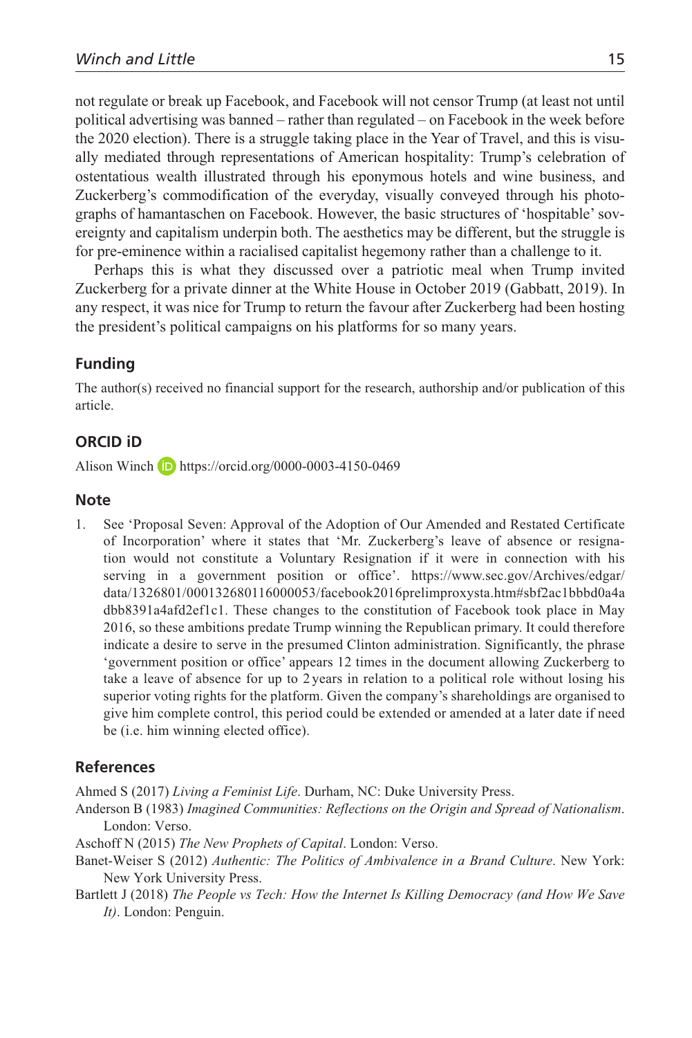not regulate or break up Facebook, and Facebook will not censor Trump (at least not until political advertising was banned – rather than regulated – on Facebook in the week before the 2020 election). There is a struggle taking place in the Year of Travel, and this is visually mediated through representations of American hospitality: Trump's celebration of ostentatious wealth illustrated through his eponymous hotels and wine business, and Zuckerberg's commodification of the everyday, visually conveyed through his photographs of hamantaschen on Facebook. However, the basic structures of 'hospitable' sovereignty and capitalism underpin both. The aesthetics may be different, but the struggle is for pre-eminence within a racialised capitalist hegemony rather than a challenge to it.

Perhaps this is what they discussed over a patriotic meal when Trump invited Zuckerberg for a private dinner at the White House in October 2019 (Gabbatt, 2019). In any respect, it was nice for Trump to return the favour after Zuckerberg had been hosting the president's political campaigns on his platforms for so many years.

## Funding

The author(s) received no financial support for the research, authorship and/or publication of this article.

## ORCID iD

Alison Winch https://orcid.org/0000-0003-4150-0469

## Note

1. See 'Proposal Seven: Approval of the Adoption of Our Amended and Restated Certificate of Incorporation' where it states that 'Mr. Zuckerberg's leave of absence or resignation would not constitute a Voluntary Resignation if it were in connection with his serving in a government position or office'. https://www.sec.gov/Archives/edgar/data/1326801/000132680116000053/facebook2016prelimproxysta.htm#sbf2ac1bbbd0a4adbb8391a4afd2ef1c1. These changes to the constitution of Facebook took place in May 2016, so these ambitions predate Trump winning the Republican primary. It could therefore indicate a desire to serve in the presumed Clinton administration. Significantly, the phrase 'government position or office' appears 12 times in the document allowing Zuckerberg to take a leave of absence for up to 2 years in relation to a political role without losing his superior voting rights for the platform. Given the company's shareholdings are organised to give him complete control, this period could be extended or amended at a later date if need be (i.e. him winning elected office).

## References

Ahmed S (2017) *Living a Feminist Life*. Durham, NC: Duke University Press.

Anderson B (1983) *Imagined Communities: Reflections on the Origin and Spread of Nationalism*. London: Verso.

Aschoff N (2015) *The New Prophets of Capital*. London: Verso.

Banet-Weiser S (2012) *Authentic: The Politics of Ambivalence in a Brand Culture*. New York: New York University Press.

Bartlett J (2018) *The People vs Tech: How the Internet Is Killing Democracy (and How We Save It)*. London: Penguin.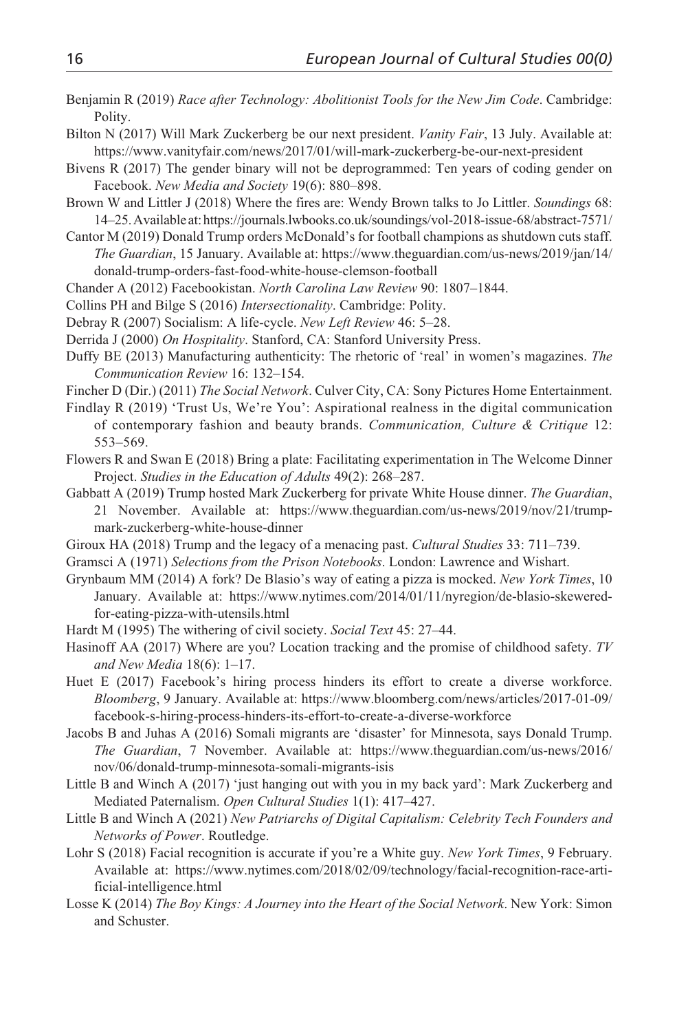Benjamin R (2019) *Race after Technology: Abolitionist Tools for the New Jim Code*. Cambridge: Polity.

Bilton N (2017) Will Mark Zuckerberg be our next president. *Vanity Fair*, 13 July. Available at: https://www.vanityfair.com/news/2017/01/will-mark-zuckerberg-be-our-next-president

Bivens R (2017) The gender binary will not be deprogrammed: Ten years of coding gender on Facebook. *New Media and Society* 19(6): 880–898.

Brown W and Littler J (2018) Where the fires are: Wendy Brown talks to Jo Littler. *Soundings* 68: 14–25. Available at: https://journals.lwbooks.co.uk/soundings/vol-2018-issue-68/abstract-7571/

Cantor M (2019) Donald Trump orders McDonald's for football champions as shutdown cuts staff. *The Guardian*, 15 January. Available at: https://www.theguardian.com/us-news/2019/jan/14/donald-trump-orders-fast-food-white-house-clemson-football

Chander A (2012) Facebookistan. *North Carolina Law Review* 90: 1807–1844.

Collins PH and Bilge S (2016) *Intersectionality*. Cambridge: Polity.

Debray R (2007) Socialism: A life-cycle. *New Left Review* 46: 5–28.

Derrida J (2000) *On Hospitality*. Stanford, CA: Stanford University Press.

Duffy BE (2013) Manufacturing authenticity: The rhetoric of 'real' in women's magazines. *The Communication Review* 16: 132–154.

Fincher D (Dir.) (2011) *The Social Network*. Culver City, CA: Sony Pictures Home Entertainment.

Findlay R (2019) 'Trust Us, We're You': Aspirational realness in the digital communication of contemporary fashion and beauty brands. *Communication, Culture & Critique* 12: 553–569.

Flowers R and Swan E (2018) Bring a plate: Facilitating experimentation in The Welcome Dinner Project. *Studies in the Education of Adults* 49(2): 268–287.

Gabbatt A (2019) Trump hosted Mark Zuckerberg for private White House dinner. *The Guardian*, 21 November. Available at: https://www.theguardian.com/us-news/2019/nov/21/trump-mark-zuckerberg-white-house-dinner

Giroux HA (2018) Trump and the legacy of a menacing past. *Cultural Studies* 33: 711–739.

Gramsci A (1971) *Selections from the Prison Notebooks*. London: Lawrence and Wishart.

Grynbaum MM (2014) A fork? De Blasio's way of eating a pizza is mocked. *New York Times*, 10 January. Available at: https://www.nytimes.com/2014/01/11/nyregion/de-blasio-skewered-for-eating-pizza-with-utensils.html

Hardt M (1995) The withering of civil society. *Social Text* 45: 27–44.

Hasinoff AA (2017) Where are you? Location tracking and the promise of childhood safety. *TV and New Media* 18(6): 1–17.

Huet E (2017) Facebook's hiring process hinders its effort to create a diverse workforce. *Bloomberg*, 9 January. Available at: https://www.bloomberg.com/news/articles/2017-01-09/facebook-s-hiring-process-hinders-its-effort-to-create-a-diverse-workforce

Jacobs B and Juhas A (2016) Somali migrants are 'disaster' for Minnesota, says Donald Trump. *The Guardian*, 7 November. Available at: https://www.theguardian.com/us-news/2016/nov/06/donald-trump-minnesota-somali-migrants-isis

Little B and Winch A (2017) 'just hanging out with you in my back yard': Mark Zuckerberg and Mediated Paternalism. *Open Cultural Studies* 1(1): 417–427.

Little B and Winch A (2021) *New Patriarchs of Digital Capitalism: Celebrity Tech Founders and Networks of Power*. Routledge.

Lohr S (2018) Facial recognition is accurate if you're a White guy. *New York Times*, 9 February. Available at: https://www.nytimes.com/2018/02/09/technology/facial-recognition-race-artificial-intelligence.html

Losse K (2014) *The Boy Kings: A Journey into the Heart of the Social Network*. New York: Simon and Schuster.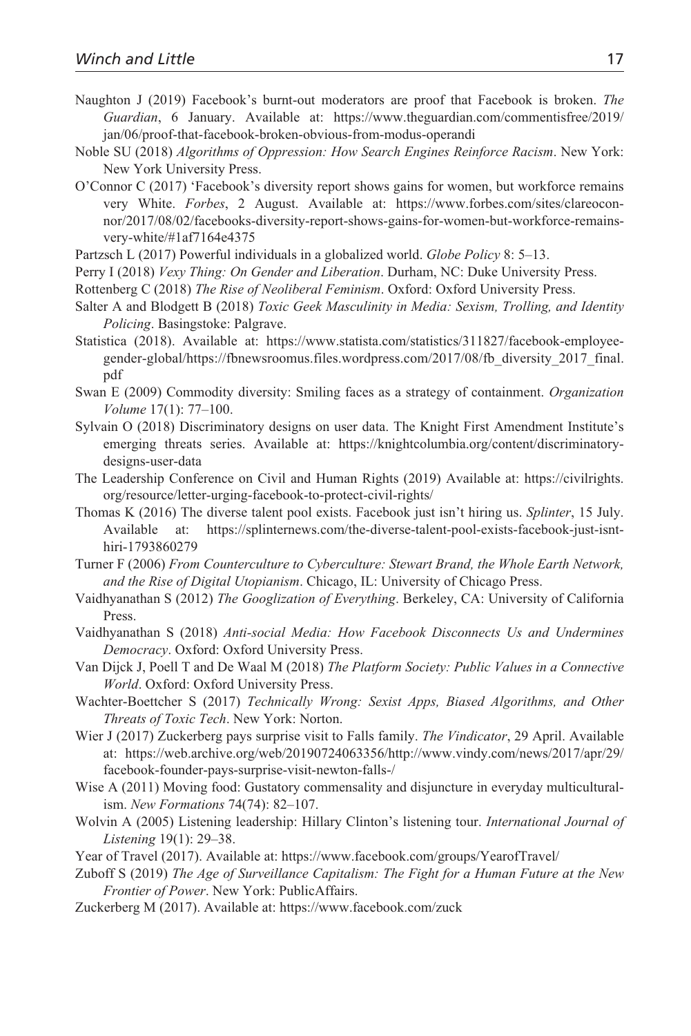Naughton J (2019) Facebook's burnt-out moderators are proof that Facebook is broken. *The Guardian*, 6 January. Available at: https://www.theguardian.com/commentisfree/2019/jan/06/proof-that-facebook-broken-obvious-from-modus-operandi

Noble SU (2018) *Algorithms of Oppression: How Search Engines Reinforce Racism*. New York: New York University Press.

O'Connor C (2017) 'Facebook's diversity report shows gains for women, but workforce remains very White. *Forbes*, 2 August. Available at: https://www.forbes.com/sites/clareoconnor/2017/08/02/facebooks-diversity-report-shows-gains-for-women-but-workforce-remains-very-white/#1af7164e4375

Partzsch L (2017) Powerful individuals in a globalized world. *Globe Policy* 8: 5–13.

Perry I (2018) *Vexy Thing: On Gender and Liberation*. Durham, NC: Duke University Press.

Rottenberg C (2018) *The Rise of Neoliberal Feminism*. Oxford: Oxford University Press.

Salter A and Blodgett B (2018) *Toxic Geek Masculinity in Media: Sexism, Trolling, and Identity Policing*. Basingstoke: Palgrave.

Statistica (2018). Available at: https://www.statista.com/statistics/311827/facebook-employee-gender-global/https://fbnewsroomus.files.wordpress.com/2017/08/fb_diversity_2017_final.pdf

Swan E (2009) Commodity diversity: Smiling faces as a strategy of containment. *Organization Volume* 17(1): 77–100.

Sylvain O (2018) Discriminatory designs on user data. The Knight First Amendment Institute's emerging threats series. Available at: https://knightcolumbia.org/content/discriminatory-designs-user-data

The Leadership Conference on Civil and Human Rights (2019) Available at: https://civilrights.org/resource/letter-urging-facebook-to-protect-civil-rights/

Thomas K (2016) The diverse talent pool exists. Facebook just isn't hiring us. *Splinter*, 15 July. Available at: https://splinternews.com/the-diverse-talent-pool-exists-facebook-just-isnt-hiri-1793860279

Turner F (2006) *From Counterculture to Cyberculture: Stewart Brand, the Whole Earth Network, and the Rise of Digital Utopianism*. Chicago, IL: University of Chicago Press.

Vaidhyanathan S (2012) *The Googlization of Everything*. Berkeley, CA: University of California Press.

Vaidhyanathan S (2018) *Anti-social Media: How Facebook Disconnects Us and Undermines Democracy*. Oxford: Oxford University Press.

Van Dijck J, Poell T and De Waal M (2018) *The Platform Society: Public Values in a Connective World*. Oxford: Oxford University Press.

Wachter-Boettcher S (2017) *Technically Wrong: Sexist Apps, Biased Algorithms, and Other Threats of Toxic Tech*. New York: Norton.

Wier J (2017) Zuckerberg pays surprise visit to Falls family. *The Vindicator*, 29 April. Available at: https://web.archive.org/web/20190724063356/http://www.vindy.com/news/2017/apr/29/facebook-founder-pays-surprise-visit-newton-falls-/

Wise A (2011) Moving food: Gustatory commensality and disjuncture in everyday multiculturalism. *New Formations* 74(74): 82–107.

Wolvin A (2005) Listening leadership: Hillary Clinton's listening tour. *International Journal of Listening* 19(1): 29–38.

Year of Travel (2017). Available at: https://www.facebook.com/groups/YearofTravel/

Zuboff S (2019) *The Age of Surveillance Capitalism: The Fight for a Human Future at the New Frontier of Power*. New York: PublicAffairs.

Zuckerberg M (2017). Available at: https://www.facebook.com/zuck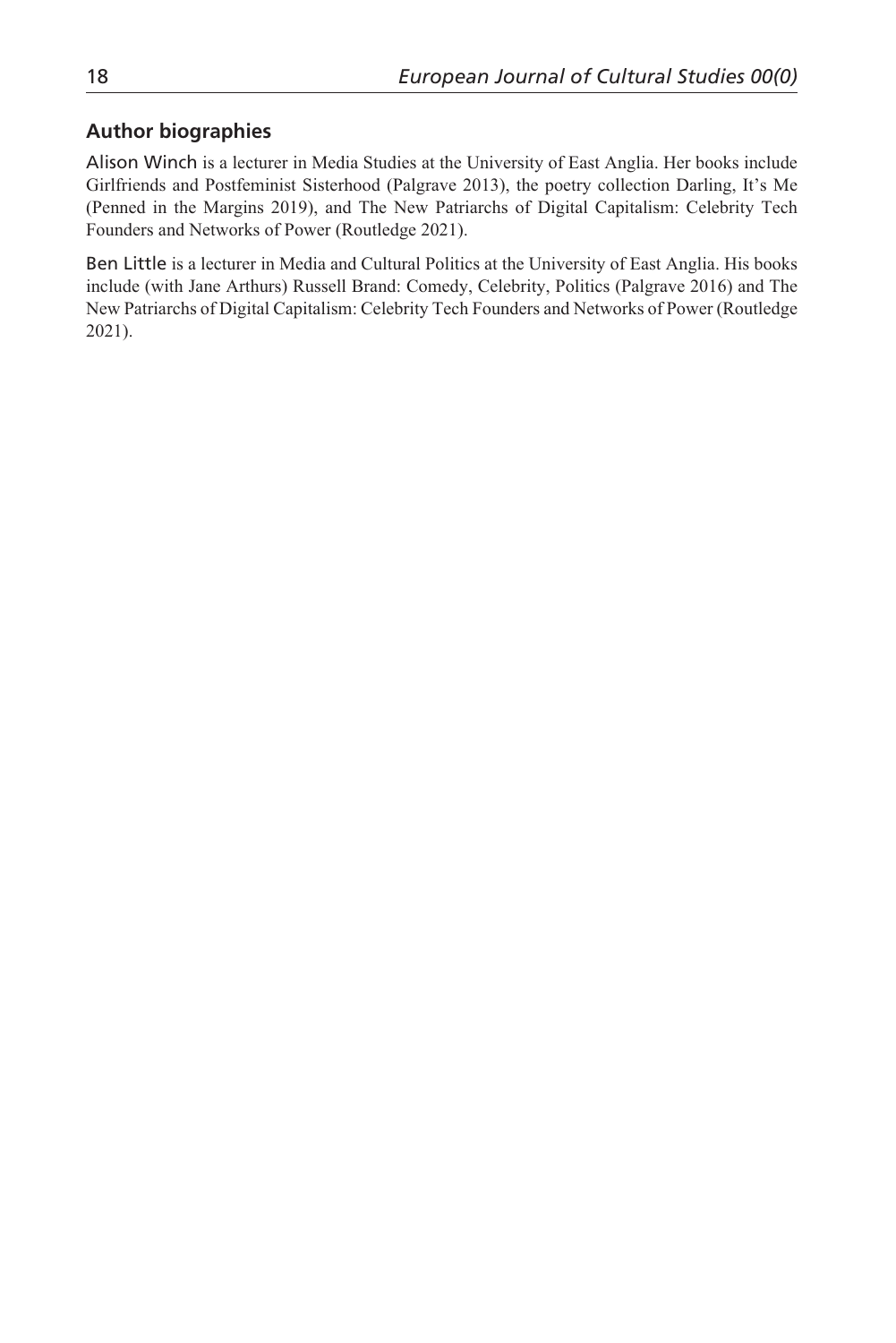## Author biographies

Alison Winch is a lecturer in Media Studies at the University of East Anglia. Her books include Girlfriends and Postfeminist Sisterhood (Palgrave 2013), the poetry collection Darling, It's Me (Penned in the Margins 2019), and The New Patriarchs of Digital Capitalism: Celebrity Tech Founders and Networks of Power (Routledge 2021).

Ben Little is a lecturer in Media and Cultural Politics at the University of East Anglia. His books include (with Jane Arthurs) Russell Brand: Comedy, Celebrity, Politics (Palgrave 2016) and The New Patriarchs of Digital Capitalism: Celebrity Tech Founders and Networks of Power (Routledge 2021).